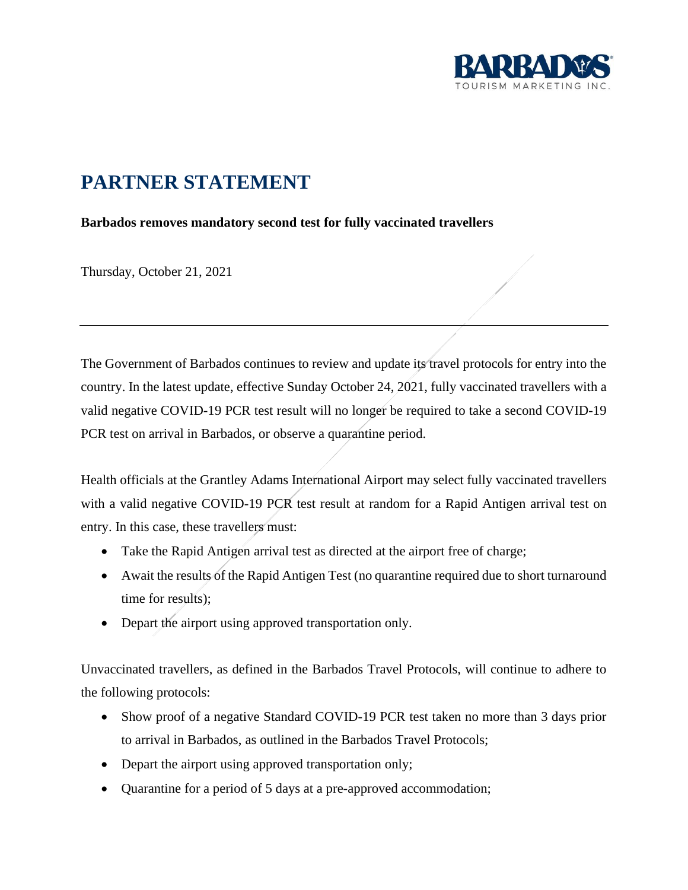# PARTNER STATEMENT

**Barbados removes mandatory second test for fully vaccinated travellers**

Thursday, October 21, 2021

---

The Government of Barbados continues to review and update its travel protocols for entry into the country. In the latest update, effective Sunday October 24, 2021, fully vaccinated travellers with a valid negative COVID-19 PCR test result will no longer be required to take a second COVID-19 PCR test on arrival in Barbados, or observe a quarantine period.

Health officials at the Grantley Adams International Airport may select fully vaccinated travellers with a valid negative COVID-19 PCR test result at random for a Rapid Antigen arrival test on entry. In this case, these travellers must:

- Take the Rapid Antigen arrival test as directed at the airport free of charge;
- Await the results of the Rapid Antigen Test (no quarantine required due to short turnaround time for results);
- Depart the airport using approved transportation only.

Unvaccinated travellers, as defined in the Barbados Travel Protocols, will continue to adhere to the following protocols:

- Show proof of a negative Standard COVID-19 PCR test taken no more than 3 days prior to arrival in Barbados, as outlined in the Barbados Travel Protocols;
- Depart the airport using approved transportation only;
- Quarantine for a period of 5 days at a pre-approved accommodation;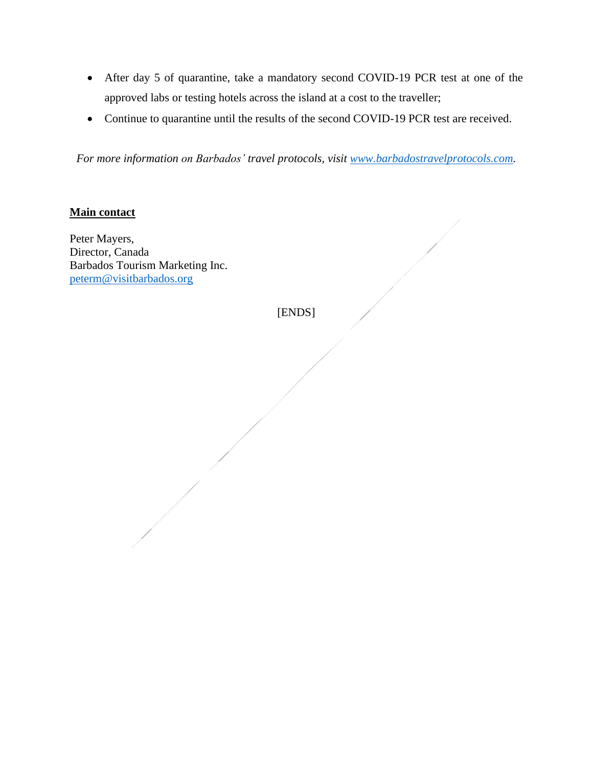- After day 5 of quarantine, take a mandatory second COVID-19 PCR test at one of the approved labs or testing hotels across the island at a cost to the traveller;
- Continue to quarantine until the results of the second COVID-19 PCR test are received.

*For more information on Barbados' travel protocols, visit www.barbadostravelprotocols.com.*

**Main contact**

Peter Mayers,
Director, Canada
Barbados Tourism Marketing Inc.
peterm@visitbarbados.org

[ENDS]